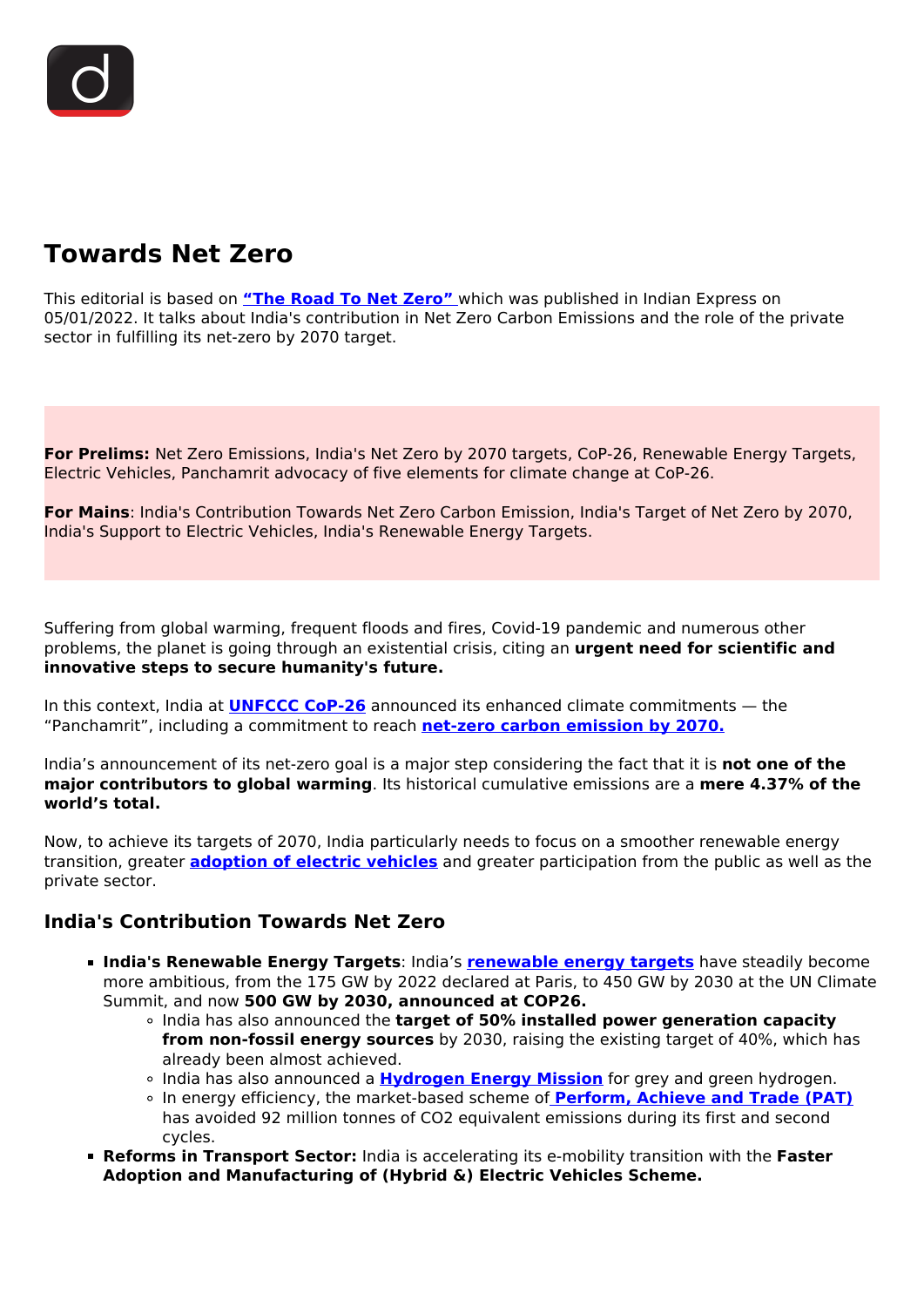# Towards Net Zero

This editorial is based on **"The Road To Net Zero"** which was published in Indian Express on 05/01/2022. It talks about India's contribution in Net Zero Carbon Emissions and the role of the private sector in fulfilling its net-zero by 2070 target.

**For Prelims:** Net Zero Emissions, India's Net Zero by 2070 targets, CoP-26, Renewable Energy Targets, Electric Vehicles, Panchamrit advocacy of five elements for climate change at CoP-26.

**For Mains**: India's Contribution Towards Net Zero Carbon Emission, India's Target of Net Zero by 2070, India's Support to Electric Vehicles, India's Renewable Energy Targets.

Suffering from global warming, frequent floods and fires, Covid-19 pandemic and numerous other problems, the planet is going through an existential crisis, citing an **urgent need for scientific and innovative steps to secure humanity's future.**

In this context, India at **UNFCCC CoP-26** announced its enhanced climate commitments — the "Panchamrit", including a commitment to reach **net-zero carbon emission by 2070.**

India's announcement of its net-zero goal is a major step considering the fact that it is **not one of the major contributors to global warming**. Its historical cumulative emissions are a **mere 4.37% of the world's total.**

Now, to achieve its targets of 2070, India particularly needs to focus on a smoother renewable energy transition, greater **adoption of electric vehicles** and greater participation from the public as well as the private sector.

## India's Contribution Towards Net Zero

- **India's Renewable Energy Targets**: India's **renewable energy targets** have steadily become more ambitious, from the 175 GW by 2022 declared at Paris, to 450 GW by 2030 at the UN Climate Summit, and now **500 GW by 2030, announced at COP26.**
  - India has also announced the **target of 50% installed power generation capacity from non-fossil energy sources** by 2030, raising the existing target of 40%, which has already been almost achieved.
  - India has also announced a **Hydrogen Energy Mission** for grey and green hydrogen.
  - In energy efficiency, the market-based scheme of **Perform, Achieve and Trade (PAT)** has avoided 92 million tonnes of $CO_2$ equivalent emissions during its first and second cycles.
- **Reforms in Transport Sector:** India is accelerating its e-mobility transition with the **Faster Adoption and Manufacturing of (Hybrid &) Electric Vehicles Scheme.**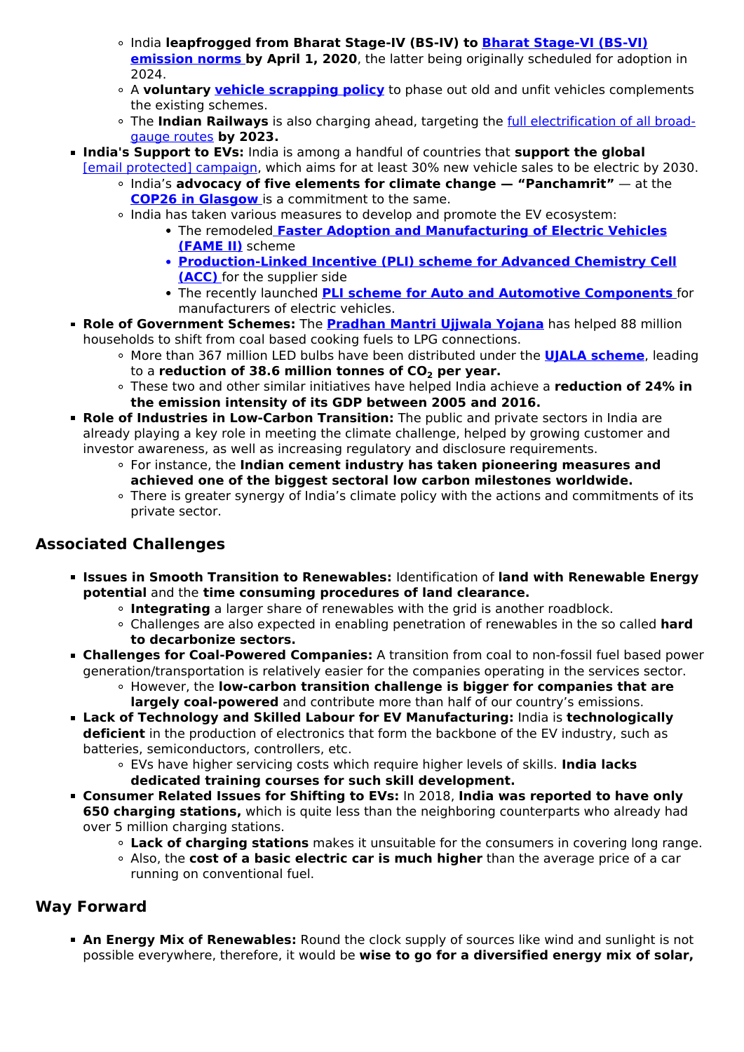- India **leapfrogged from Bharat Stage-IV (BS-IV) to [Bharat Stage-VI (BS-VI) emission norms](#) by April 1, 2020**, the latter being originally scheduled for adoption in 2024.
    - A **voluntary [vehicle scrapping policy](#)** to phase out old and unfit vehicles complements the existing schemes.
    - The **Indian Railways** is also charging ahead, targeting the [full electrification of all broad-gauge routes](#) **by 2023.**
- **India's Support to EVs:** India is among a handful of countries that **support the global** [email protected] campaign, which aims for at least 30% new vehicle sales to be electric by 2030.
    - India's **advocacy of five elements for climate change — "Panchamrit"** — at the **[COP26 in Glasgow](#)** is a commitment to the same.
    - India has taken various measures to develop and promote the EV ecosystem:
        - The remodeled **[Faster Adoption and Manufacturing of Electric Vehicles (FAME II)](#)** scheme
        - **[Production-Linked Incentive (PLI) scheme for Advanced Chemistry Cell (ACC)](#)** for the supplier side
        - The recently launched **[PLI scheme for Auto and Automotive Components](#)** for manufacturers of electric vehicles.
- **Role of Government Schemes:** The **[Pradhan Mantri Ujjwala Yojana](#)** has helped 88 million households to shift from coal based cooking fuels to LPG connections.
    - More than 367 million LED bulbs have been distributed under the **[UJALA scheme](#)**, leading to a **reduction of 38.6 million tonnes of $CO_2$ per year.**
    - These two and other similar initiatives have helped India achieve a **reduction of 24% in the emission intensity of its GDP between 2005 and 2016.**
- **Role of Industries in Low-Carbon Transition:** The public and private sectors in India are already playing a key role in meeting the climate challenge, helped by growing customer and investor awareness, as well as increasing regulatory and disclosure requirements.
    - For instance, the **Indian cement industry has taken pioneering measures and achieved one of the biggest sectoral low carbon milestones worldwide.**
    - There is greater synergy of India's climate policy with the actions and commitments of its private sector.

## Associated Challenges

- **Issues in Smooth Transition to Renewables:** Identification of **land with Renewable Energy potential** and the **time consuming procedures of land clearance.**
    - **Integrating** a larger share of renewables with the grid is another roadblock.
    - Challenges are also expected in enabling penetration of renewables in the so called **hard to decarbonize sectors.**
- **Challenges for Coal-Powered Companies:** A transition from coal to non-fossil fuel based power generation/transportation is relatively easier for the companies operating in the services sector.
    - However, the **low-carbon transition challenge is bigger for companies that are largely coal-powered** and contribute more than half of our country's emissions.
- **Lack of Technology and Skilled Labour for EV Manufacturing:** India is **technologically deficient** in the production of electronics that form the backbone of the EV industry, such as batteries, semiconductors, controllers, etc.
    - EVs have higher servicing costs which require higher levels of skills. **India lacks dedicated training courses for such skill development.**
- **Consumer Related Issues for Shifting to EVs:** In 2018, **India was reported to have only 650 charging stations,** which is quite less than the neighboring counterparts who already had over 5 million charging stations.
    - **Lack of charging stations** makes it unsuitable for the consumers in covering long range.
    - Also, the **cost of a basic electric car is much higher** than the average price of a car running on conventional fuel.

## Way Forward

- **An Energy Mix of Renewables:** Round the clock supply of sources like wind and sunlight is not possible everywhere, therefore, it would be **wise to go for a diversified energy mix of solar,**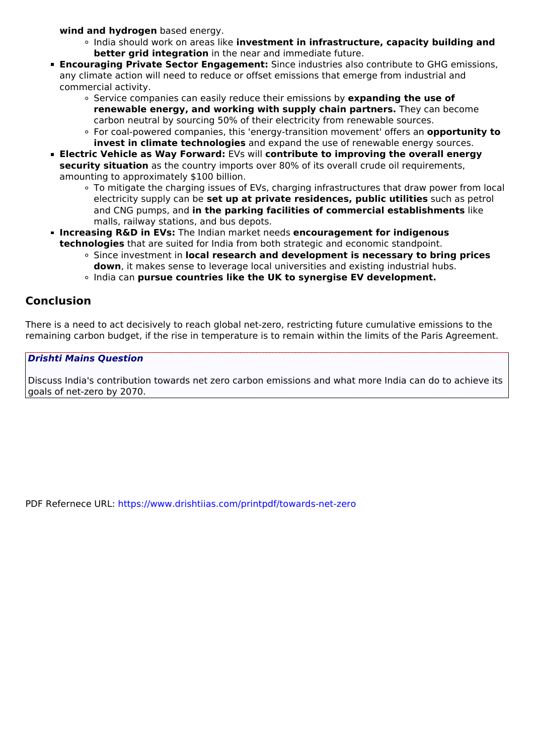**wind and hydrogen** based energy.

  - India should work on areas like **investment in infrastructure, capacity building and better grid integration** in the near and immediate future.

- **Encouraging Private Sector Engagement:** Since industries also contribute to GHG emissions, any climate action will need to reduce or offset emissions that emerge from industrial and commercial activity.
  - Service companies can easily reduce their emissions by **expanding the use of renewable energy, and working with supply chain partners.** They can become carbon neutral by sourcing 50% of their electricity from renewable sources.
  - For coal-powered companies, this 'energy-transition movement' offers an **opportunity to invest in climate technologies** and expand the use of renewable energy sources.
- **Electric Vehicle as Way Forward:** EVs will **contribute to improving the overall energy security situation** as the country imports over 80% of its overall crude oil requirements, amounting to approximately $100 billion.
  - To mitigate the charging issues of EVs, charging infrastructures that draw power from local electricity supply can be **set up at private residences, public utilities** such as petrol and CNG pumps, and **in the parking facilities of commercial establishments** like malls, railway stations, and bus depots.
- **Increasing R&D in EVs:** The Indian market needs **encouragement for indigenous technologies** that are suited for India from both strategic and economic standpoint.
  - Since investment in **local research and development is necessary to bring prices down**, it makes sense to leverage local universities and existing industrial hubs.
  - India can **pursue countries like the UK to synergise EV development.**

## Conclusion

There is a need to act decisively to reach global net-zero, restricting future cumulative emissions to the remaining carbon budget, if the rise in temperature is to remain within the limits of the Paris Agreement.

***Drishti Mains Question***

Discuss India's contribution towards net zero carbon emissions and what more India can do to achieve its goals of net-zero by 2070.

PDF Refernece URL: https://www.drishtiias.com/printpdf/towards-net-zero